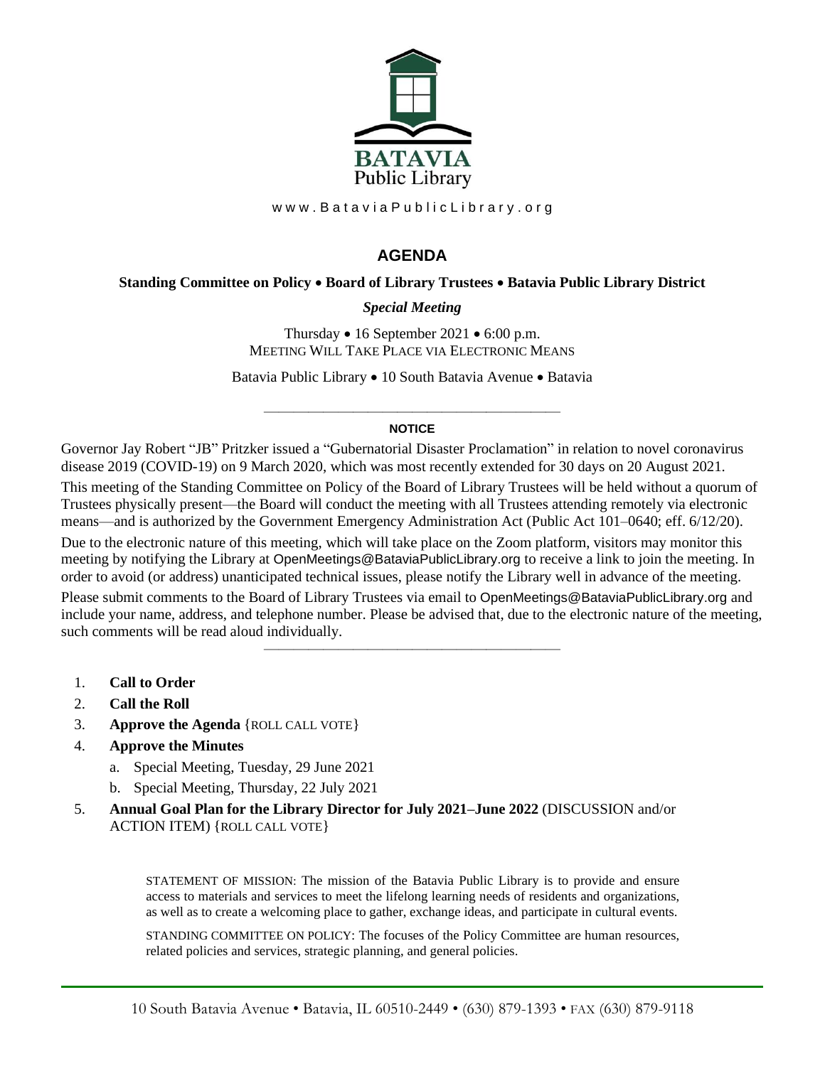BATAVIA
Public Library

www.BataviaPublicLibrary.org

# AGENDA

**Standing Committee on Policy • Board of Library Trustees • Batavia Public Library District**

***Special Meeting***

Thursday • 16 September 2021 • 6:00 p.m.
MEETING WILL TAKE PLACE VIA ELECTRONIC MEANS

Batavia Public Library • 10 South Batavia Avenue • Batavia

---

**NOTICE**

Governor Jay Robert "JB" Pritzker issued a "Gubernatorial Disaster Proclamation" in relation to novel coronavirus disease 2019 (COVID-19) on 9 March 2020, which was most recently extended for 30 days on 20 August 2021.

This meeting of the Standing Committee on Policy of the Board of Library Trustees will be held without a quorum of Trustees physically present—the Board will conduct the meeting with all Trustees attending remotely via electronic means—and is authorized by the Government Emergency Administration Act (Public Act 101–0640; eff. 6/12/20).

Due to the electronic nature of this meeting, which will take place on the Zoom platform, visitors may monitor this meeting by notifying the Library at OpenMeetings@BataviaPublicLibrary.org to receive a link to join the meeting. In order to avoid (or address) unanticipated technical issues, please notify the Library well in advance of the meeting.

Please submit comments to the Board of Library Trustees via email to OpenMeetings@BataviaPublicLibrary.org and include your name, address, and telephone number. Please be advised that, due to the electronic nature of the meeting, such comments will be read aloud individually.

---

1. **Call to Order**
2. **Call the Roll**
3. **Approve the Agenda** {ROLL CALL VOTE}
4. **Approve the Minutes**
   a. Special Meeting, Tuesday, 29 June 2021
   b. Special Meeting, Thursday, 22 July 2021
5. **Annual Goal Plan for the Library Director for July 2021–June 2022** (DISCUSSION and/or ACTION ITEM) {ROLL CALL VOTE}

> STATEMENT OF MISSION: The mission of the Batavia Public Library is to provide and ensure access to materials and services to meet the lifelong learning needs of residents and organizations, as well as to create a welcoming place to gather, exchange ideas, and participate in cultural events.
>
> STANDING COMMITTEE ON POLICY: The focuses of the Policy Committee are human resources, related policies and services, strategic planning, and general policies.

10 South Batavia Avenue • Batavia, IL 60510-2449 • (630) 879-1393 • FAX (630) 879-9118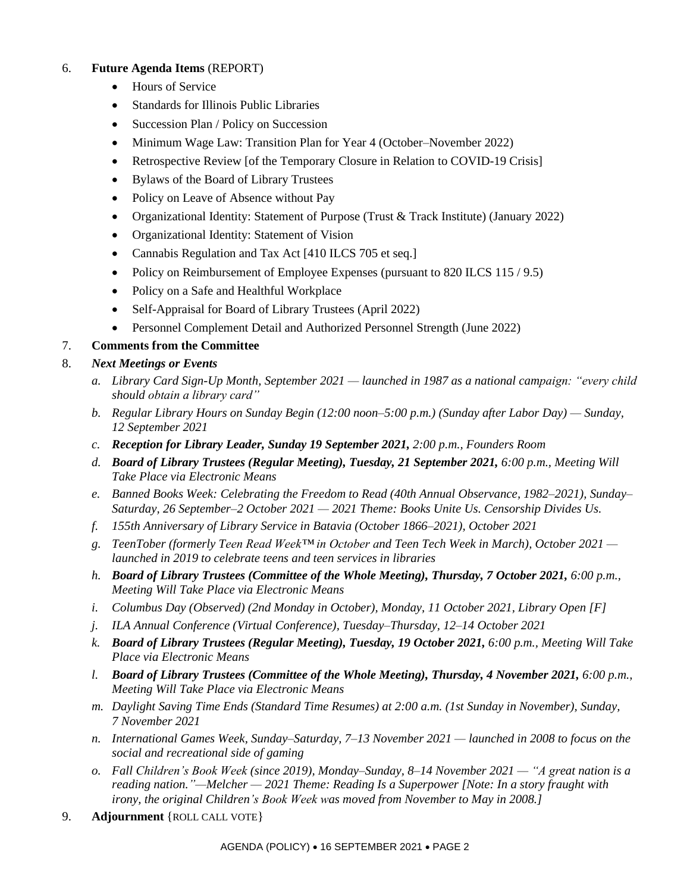6. **Future Agenda Items** (REPORT)
   - Hours of Service
   - Standards for Illinois Public Libraries
   - Succession Plan / Policy on Succession
   - Minimum Wage Law: Transition Plan for Year 4 (October–November 2022)
   - Retrospective Review [of the Temporary Closure in Relation to COVID-19 Crisis]
   - Bylaws of the Board of Library Trustees
   - Policy on Leave of Absence without Pay
   - Organizational Identity: Statement of Purpose (Trust & Track Institute) (January 2022)
   - Organizational Identity: Statement of Vision
   - Cannabis Regulation and Tax Act [410 ILCS 705 et seq.]
   - Policy on Reimbursement of Employee Expenses (pursuant to 820 ILCS 115 / 9.5)
   - Policy on a Safe and Healthful Workplace
   - Self-Appraisal for Board of Library Trustees (April 2022)
   - Personnel Complement Detail and Authorized Personnel Strength (June 2022)

7. **Comments from the Committee**

8. ***Next Meetings or Events***

   a. *Library Card Sign-Up Month, September 2021 — launched in 1987 as a national campaign: "every child should obtain a library card"*

   b. *Regular Library Hours on Sunday Begin (12:00 noon–5:00 p.m.) (Sunday after Labor Day) — Sunday, 12 September 2021*

   c. ***Reception for Library Leader, Sunday 19 September 2021,** 2:00 p.m., Founders Room*

   d. ***Board of Library Trustees (Regular Meeting), Tuesday, 21 September 2021,** 6:00 p.m., Meeting Will Take Place via Electronic Means*

   e. *Banned Books Week: Celebrating the Freedom to Read (40th Annual Observance, 1982–2021), Sunday–Saturday, 26 September–2 October 2021 — 2021 Theme: Books Unite Us. Censorship Divides Us.*

   f. *155th Anniversary of Library Service in Batavia (October 1866–2021), October 2021*

   g. *TeenTober (formerly Teen Read Week™ in October and Teen Tech Week in March), October 2021 — launched in 2019 to celebrate teens and teen services in libraries*

   h. ***Board of Library Trustees (Committee of the Whole Meeting), Thursday, 7 October 2021,** 6:00 p.m., Meeting Will Take Place via Electronic Means*

   i. *Columbus Day (Observed) (2nd Monday in October), Monday, 11 October 2021, Library Open [F]*

   j. *ILA Annual Conference (Virtual Conference), Tuesday–Thursday, 12–14 October 2021*

   k. ***Board of Library Trustees (Regular Meeting), Tuesday, 19 October 2021,** 6:00 p.m., Meeting Will Take Place via Electronic Means*

   l. ***Board of Library Trustees (Committee of the Whole Meeting), Thursday, 4 November 2021,** 6:00 p.m., Meeting Will Take Place via Electronic Means*

   m. *Daylight Saving Time Ends (Standard Time Resumes) at 2:00 a.m. (1st Sunday in November), Sunday, 7 November 2021*

   n. *International Games Week, Sunday–Saturday, 7–13 November 2021 — launched in 2008 to focus on the social and recreational side of gaming*

   o. *Fall Children's Book Week (since 2019), Monday–Sunday, 8–14 November 2021 — "A great nation is a reading nation."—Melcher — 2021 Theme: Reading Is a Superpower [Note: In a story fraught with irony, the original Children's Book Week was moved from November to May in 2008.]*

9. **Adjournment** {ROLL CALL VOTE}